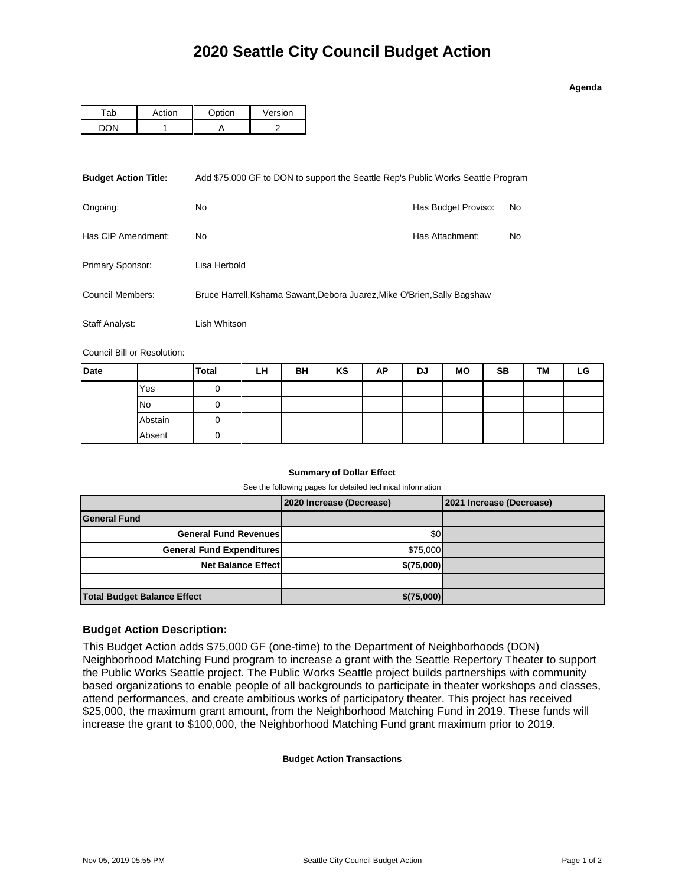# 2020 Seattle City Council Budget Action

**Agenda**

| Tab | Action | Option | Version |
|---|---|---|---|
| DON | 1 | A | 2 |

**Budget Action Title:** Add $75,000 GF to DON to support the Seattle Rep's Public Works Seattle Program

Ongoing: No

Has Budget Proviso: No

Has CIP Amendment: No

Has Attachment: No

Primary Sponsor: Lisa Herbold

Council Members: Bruce Harrell,Kshama Sawant,Debora Juarez,Mike O'Brien,Sally Bagshaw

Staff Analyst: Lish Whitson

Council Bill or Resolution:

| Date | | Total | LH | BH | KS | AP | DJ | MO | SB | TM | LG |
|---|---|---|---|---|---|---|---|---|---|---|---|
| | Yes | 0 | | | | | | | | | |
| | No | 0 | | | | | | | | | |
| | Abstain | 0 | | | | | | | | | |
| | Absent | 0 | | | | | | | | | |

**Summary of Dollar Effect**

See the following pages for detailed technical information

| | 2020 Increase (Decrease) | 2021 Increase (Decrease) |
|---|---|---|
| **General Fund** | | |
| **General Fund Revenues** | $0 | |
| **General Fund Expenditures** | $75,000 | |
| **Net Balance Effect** | **$(75,000)** | |
| | | |
| **Total Budget Balance Effect** | **$(75,000)** | |

## Budget Action Description:

This Budget Action adds $75,000 GF (one-time) to the Department of Neighborhoods (DON) Neighborhood Matching Fund program to increase a grant with the Seattle Repertory Theater to support the Public Works Seattle project. The Public Works Seattle project builds partnerships with community based organizations to enable people of all backgrounds to participate in theater workshops and classes, attend performances, and create ambitious works of participatory theater. This project has received $25,000, the maximum grant amount, from the Neighborhood Matching Fund in 2019. These funds will increase the grant to $100,000, the Neighborhood Matching Fund grant maximum prior to 2019.

**Budget Action Transactions**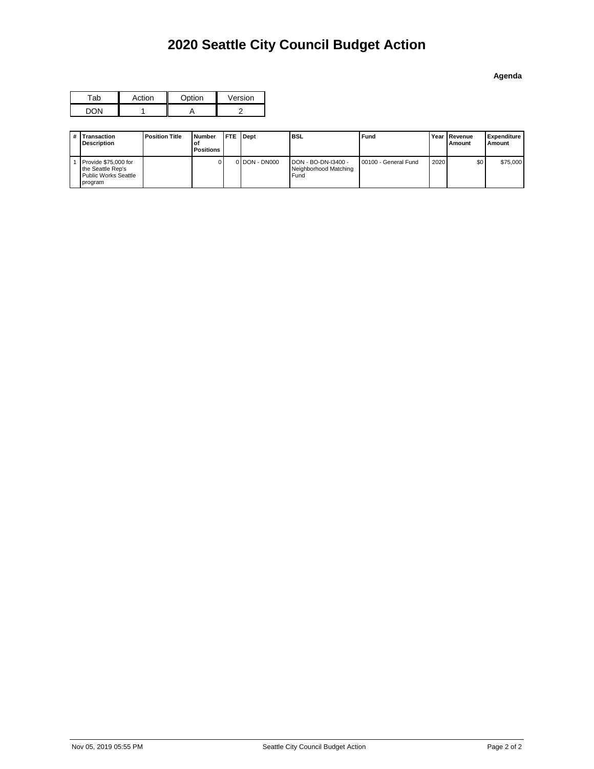# 2020 Seattle City Council Budget Action

**Agenda**

| Tab | Action | Option | Version |
|---|---|---|---|
| DON | 1 | A | 2 |

| # | Transaction Description | Position Title | Number of Positions | FTE | Dept | BSL | Fund | Year | Revenue Amount | Expenditure Amount |
|---|---|---|---|---|---|---|---|---|---|---|
| 1 | Provide $75,000 for the Seattle Rep's Public Works Seattle program | | 0 | 0 | DON - DN000 | DON - BO-DN-I3400 - Neighborhood Matching Fund | 00100 - General Fund | 2020 | $0 | $75,000 |